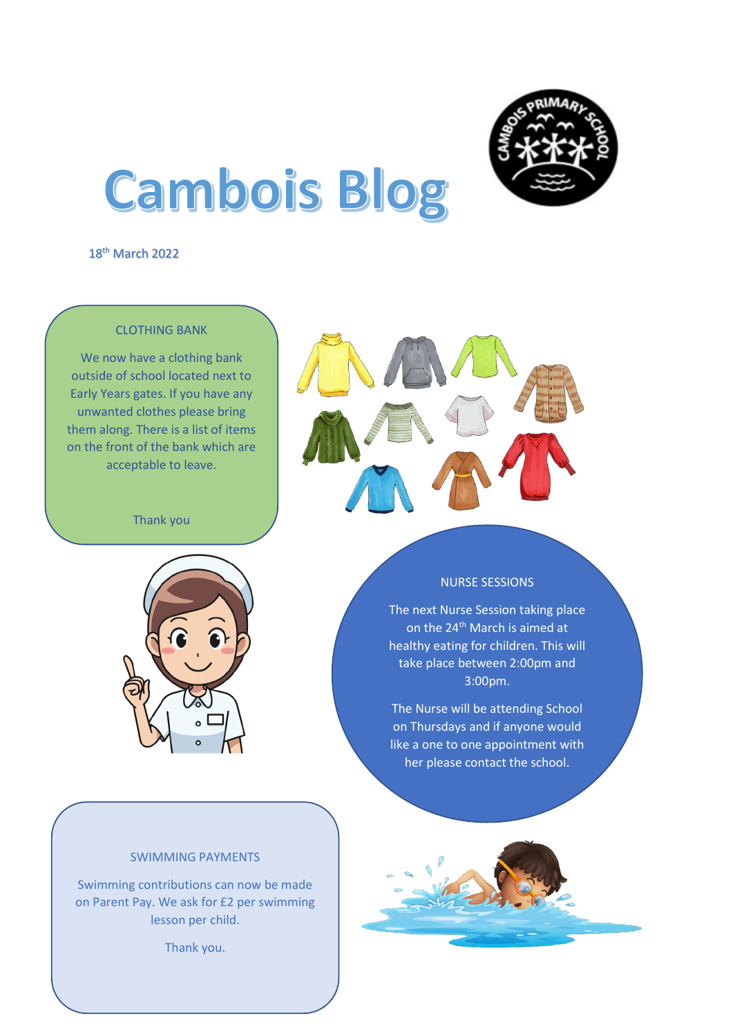# Cambois Blog

18th March 2022

## CLOTHING BANK

We now have a clothing bank outside of school located next to Early Years gates. If you have any unwanted clothes please bring them along. There is a list of items on the front of the bank which are acceptable to leave.

Thank you

## NURSE SESSIONS

The next Nurse Session taking place on the 24th March is aimed at healthy eating for children. This will take place between 2:00pm and 3:00pm.

The Nurse will be attending School on Thursdays and if anyone would like a one to one appointment with her please contact the school.

## SWIMMING PAYMENTS

Swimming contributions can now be made on Parent Pay. We ask for £2 per swimming lesson per child.

Thank you.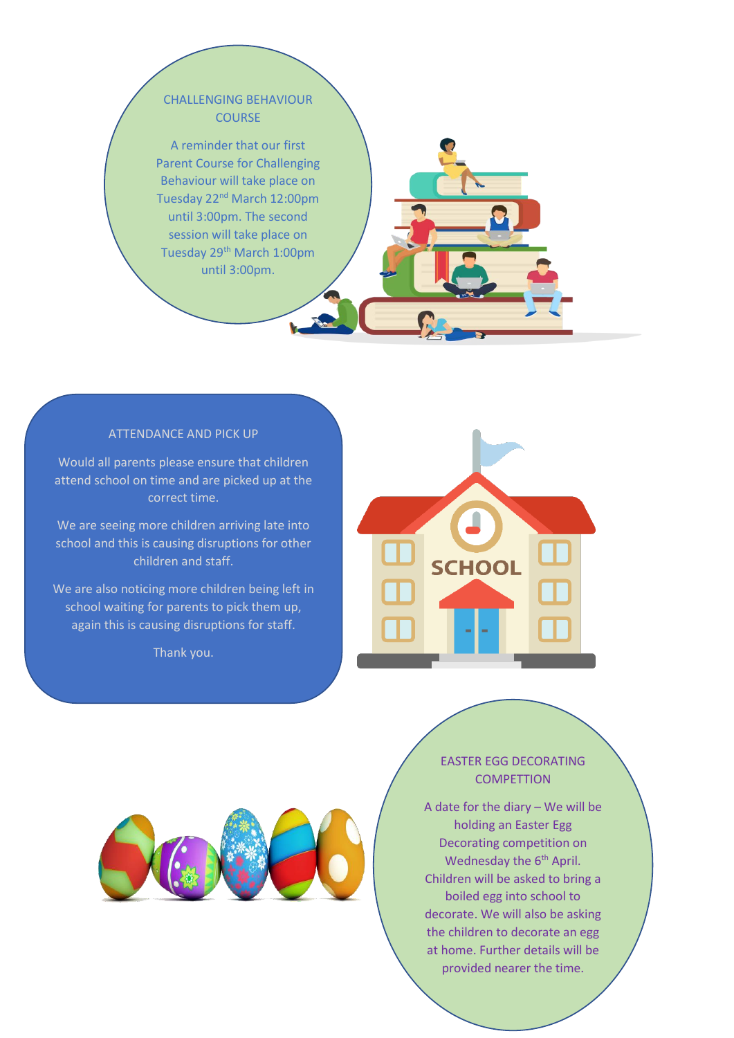## CHALLENGING BEHAVIOUR COURSE

A reminder that our first Parent Course for Challenging Behaviour will take place on Tuesday 22nd March 12:00pm until 3:00pm. The second session will take place on Tuesday 29th March 1:00pm until 3:00pm.

## ATTENDANCE AND PICK UP

Would all parents please ensure that children attend school on time and are picked up at the correct time.

We are seeing more children arriving late into school and this is causing disruptions for other children and staff.

We are also noticing more children being left in school waiting for parents to pick them up, again this is causing disruptions for staff.

Thank you.

## EASTER EGG DECORATING COMPETITION

A date for the diary – We will be holding an Easter Egg Decorating competition on Wednesday the 6th April. Children will be asked to bring a boiled egg into school to decorate. We will also be asking the children to decorate an egg at home. Further details will be provided nearer the time.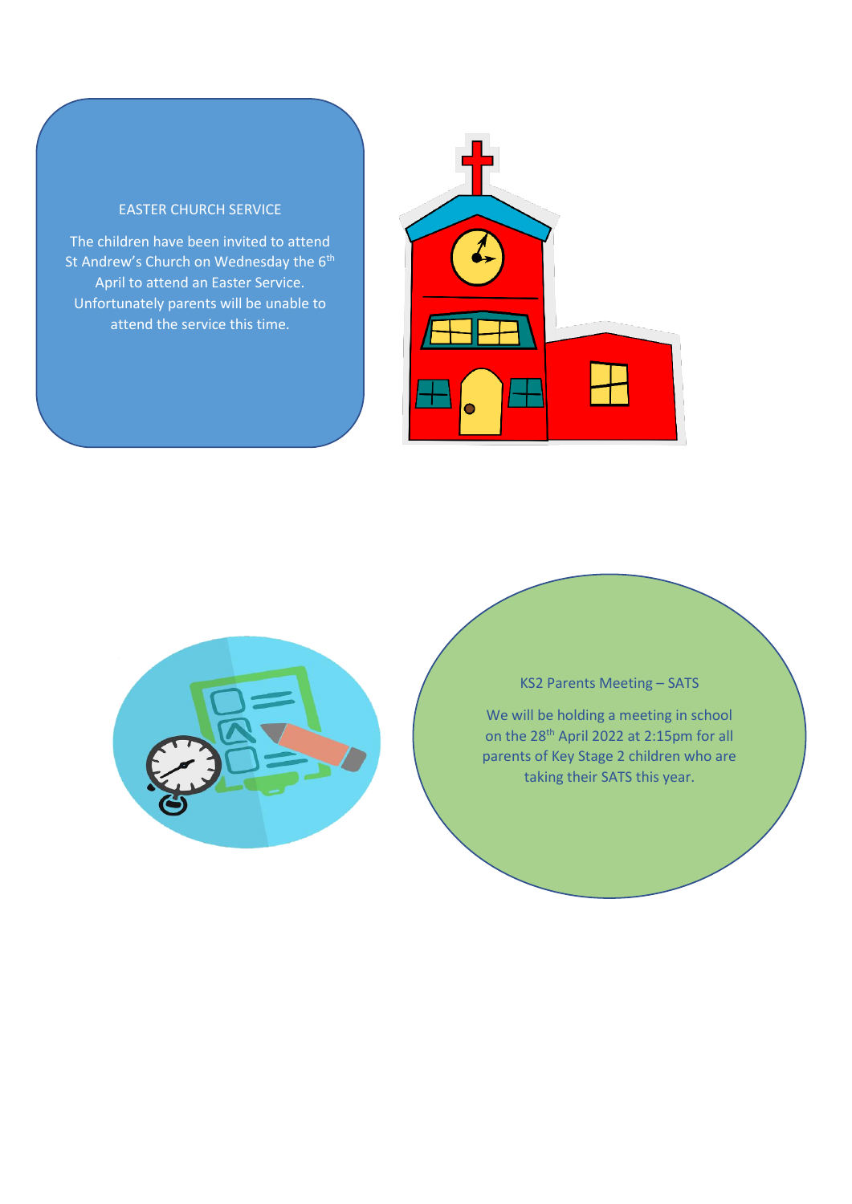## EASTER CHURCH SERVICE

The children have been invited to attend St Andrew's Church on Wednesday the 6th April to attend an Easter Service. Unfortunately parents will be unable to attend the service this time.

## KS2 Parents Meeting – SATS

We will be holding a meeting in school on the 28th April 2022 at 2:15pm for all parents of Key Stage 2 children who are taking their SATS this year.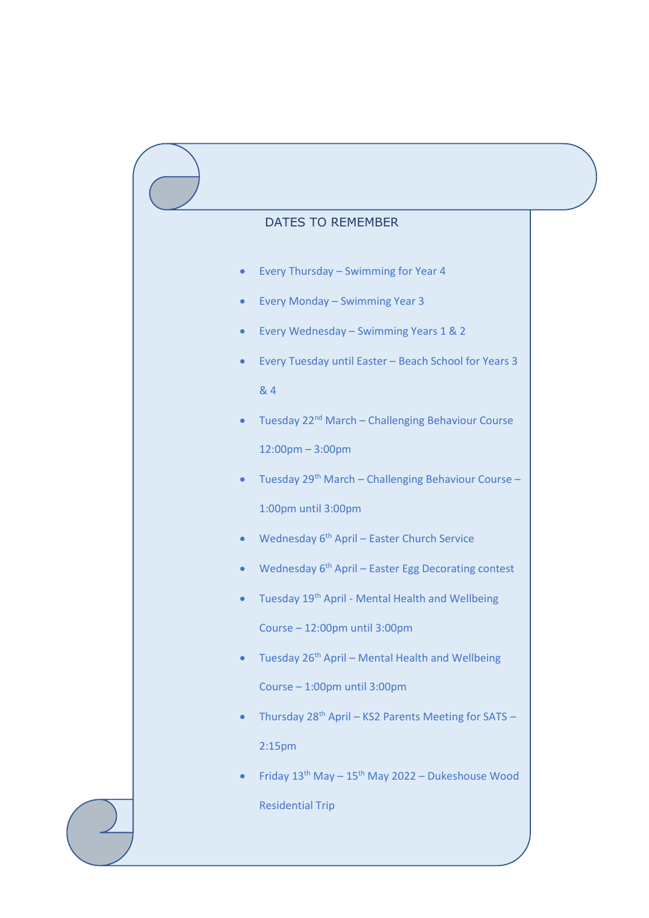## DATES TO REMEMBER

- Every Thursday – Swimming for Year 4
- Every Monday – Swimming Year 3
- Every Wednesday – Swimming Years 1 & 2
- Every Tuesday until Easter – Beach School for Years 3 & 4
- Tuesday 22nd March – Challenging Behaviour Course 12:00pm – 3:00pm
- Tuesday 29th March – Challenging Behaviour Course – 1:00pm until 3:00pm
- Wednesday 6th April – Easter Church Service
- Wednesday 6th April – Easter Egg Decorating contest
- Tuesday 19th April - Mental Health and Wellbeing Course – 12:00pm until 3:00pm
- Tuesday 26th April – Mental Health and Wellbeing Course – 1:00pm until 3:00pm
- Thursday 28th April – KS2 Parents Meeting for SATS – 2:15pm
- Friday 13th May – 15th May 2022 – Dukeshouse Wood Residential Trip